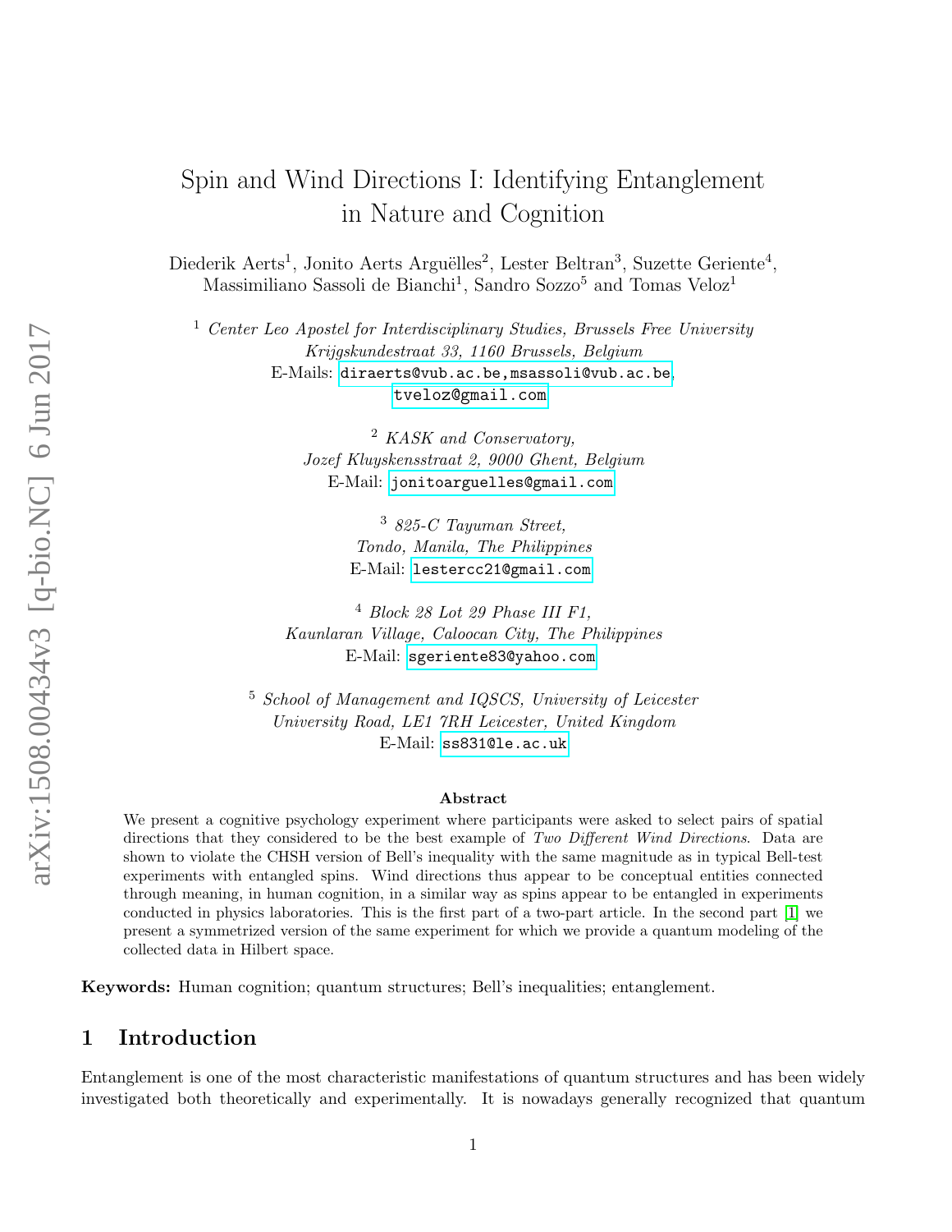# Spin and Wind Directions I: Identifying Entanglement in Nature and Cognition

Diederik Aerts[1], Jonito Aerts Arguëlles[2], Lester Beltran[3], Suzette Geriente[4], Massimiliano Sassoli de Bianchi[1], Sandro Sozzo[5] and Tomas Veloz[1]

[1] *Center Leo Apostel for Interdisciplinary Studies, Brussels Free University Krijgskundestraat 33, 1160 Brussels, Belgium*
E-Mails: diraerts@vub.ac.be,msassoli@vub.ac.be, tveloz@gmail.com

[2] *KASK and Conservatory, Jozef Kluyskensstraat 2, 9000 Ghent, Belgium*
E-Mail: jonitoarguelles@gmail.com

[3] *825-C Tayuman Street, Tondo, Manila, The Philippines*
E-Mail: lestercc21@gmail.com

[4] *Block 28 Lot 29 Phase III F1, Kaunlaran Village, Caloocan City, The Philippines*
E-Mail: sgeriente83@yahoo.com

[5] *School of Management and IQSCS, University of Leicester University Road, LE1 7RH Leicester, United Kingdom*
E-Mail: ss831@le.ac.uk

### Abstract

We present a cognitive psychology experiment where participants were asked to select pairs of spatial directions that they considered to be the best example of *Two Different Wind Directions*. Data are shown to violate the CHSH version of Bell's inequality with the same magnitude as in typical Bell-test experiments with entangled spins. Wind directions thus appear to be conceptual entities connected through meaning, in human cognition, in a similar way as spins appear to be entangled in experiments conducted in physics laboratories. This is the first part of a two-part article. In the second part [1] we present a symmetrized version of the same experiment for which we provide a quantum modeling of the collected data in Hilbert space.

**Keywords:** Human cognition; quantum structures; Bell's inequalities; entanglement.

## 1 Introduction

Entanglement is one of the most characteristic manifestations of quantum structures and has been widely investigated both theoretically and experimentally. It is nowadays generally recognized that quantum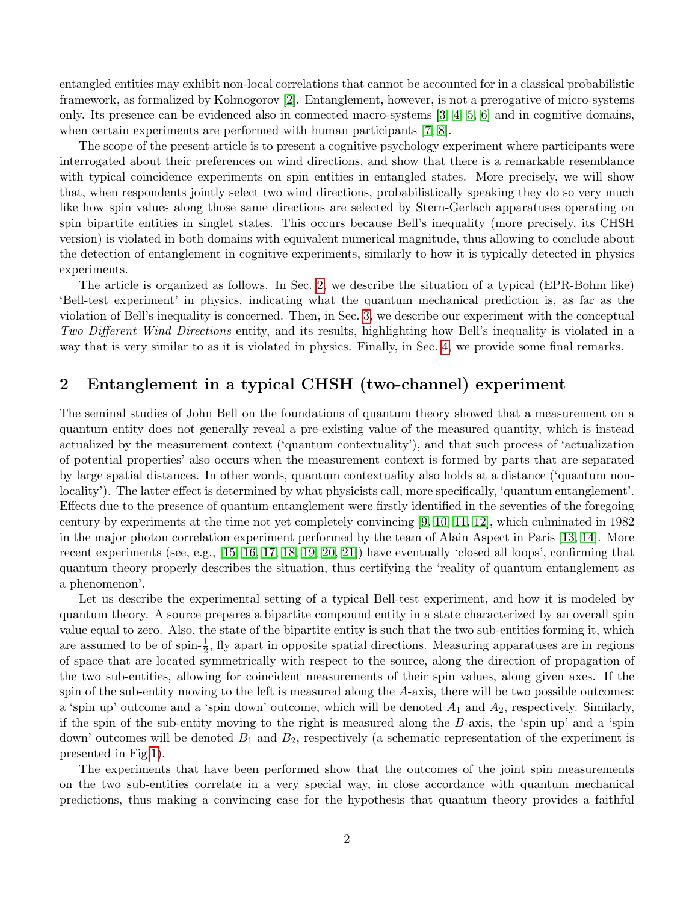entangled entities may exhibit non-local correlations that cannot be accounted for in a classical probabilistic framework, as formalized by Kolmogorov [2]. Entanglement, however, is not a prerogative of micro-systems only. Its presence can be evidenced also in connected macro-systems [3, 4, 5, 6] and in cognitive domains, when certain experiments are performed with human participants [7, 8].

The scope of the present article is to present a cognitive psychology experiment where participants were interrogated about their preferences on wind directions, and show that there is a remarkable resemblance with typical coincidence experiments on spin entities in entangled states. More precisely, we will show that, when respondents jointly select two wind directions, probabilistically speaking they do so very much like how spin values along those same directions are selected by Stern-Gerlach apparatuses operating on spin bipartite entities in singlet states. This occurs because Bell's inequality (more precisely, its CHSH version) is violated in both domains with equivalent numerical magnitude, thus allowing to conclude about the detection of entanglement in cognitive experiments, similarly to how it is typically detected in physics experiments.

The article is organized as follows. In Sec. 2, we describe the situation of a typical (EPR-Bohm like) 'Bell-test experiment' in physics, indicating what the quantum mechanical prediction is, as far as the violation of Bell's inequality is concerned. Then, in Sec. 3, we describe our experiment with the conceptual *Two Different Wind Directions* entity, and its results, highlighting how Bell's inequality is violated in a way that is very similar to as it is violated in physics. Finally, in Sec. 4, we provide some final remarks.

## 2 Entanglement in a typical CHSH (two-channel) experiment

The seminal studies of John Bell on the foundations of quantum theory showed that a measurement on a quantum entity does not generally reveal a pre-existing value of the measured quantity, which is instead actualized by the measurement context ('quantum contextuality'), and that such process of 'actualization of potential properties' also occurs when the measurement context is formed by parts that are separated by large spatial distances. In other words, quantum contextuality also holds at a distance ('quantum non-locality'). The latter effect is determined by what physicists call, more specifically, 'quantum entanglement'. Effects due to the presence of quantum entanglement were firstly identified in the seventies of the foregoing century by experiments at the time not yet completely convincing [9, 10, 11, 12], which culminated in 1982 in the major photon correlation experiment performed by the team of Alain Aspect in Paris [13, 14]. More recent experiments (see, e.g., [15, 16, 17, 18, 19, 20, 21]) have eventually 'closed all loops', confirming that quantum theory properly describes the situation, thus certifying the 'reality of quantum entanglement as a phenomenon'.

Let us describe the experimental setting of a typical Bell-test experiment, and how it is modeled by quantum theory. A source prepares a bipartite compound entity in a state characterized by an overall spin value equal to zero. Also, the state of the bipartite entity is such that the two sub-entities forming it, which are assumed to be of spin-$\frac{1}{2}$, fly apart in opposite spatial directions. Measuring apparatuses are in regions of space that are located symmetrically with respect to the source, along the direction of propagation of the two sub-entities, allowing for coincident measurements of their spin values, along given axes. If the spin of the sub-entity moving to the left is measured along the $A$-axis, there will be two possible outcomes: a 'spin up' outcome and a 'spin down' outcome, which will be denoted $A_1$ and $A_2$, respectively. Similarly, if the spin of the sub-entity moving to the right is measured along the $B$-axis, the 'spin up' and a 'spin down' outcomes will be denoted $B_1$ and $B_2$, respectively (a schematic representation of the experiment is presented in Fig.1).

The experiments that have been performed show that the outcomes of the joint spin measurements on the two sub-entities correlate in a very special way, in close accordance with quantum mechanical predictions, thus making a convincing case for the hypothesis that quantum theory provides a faithful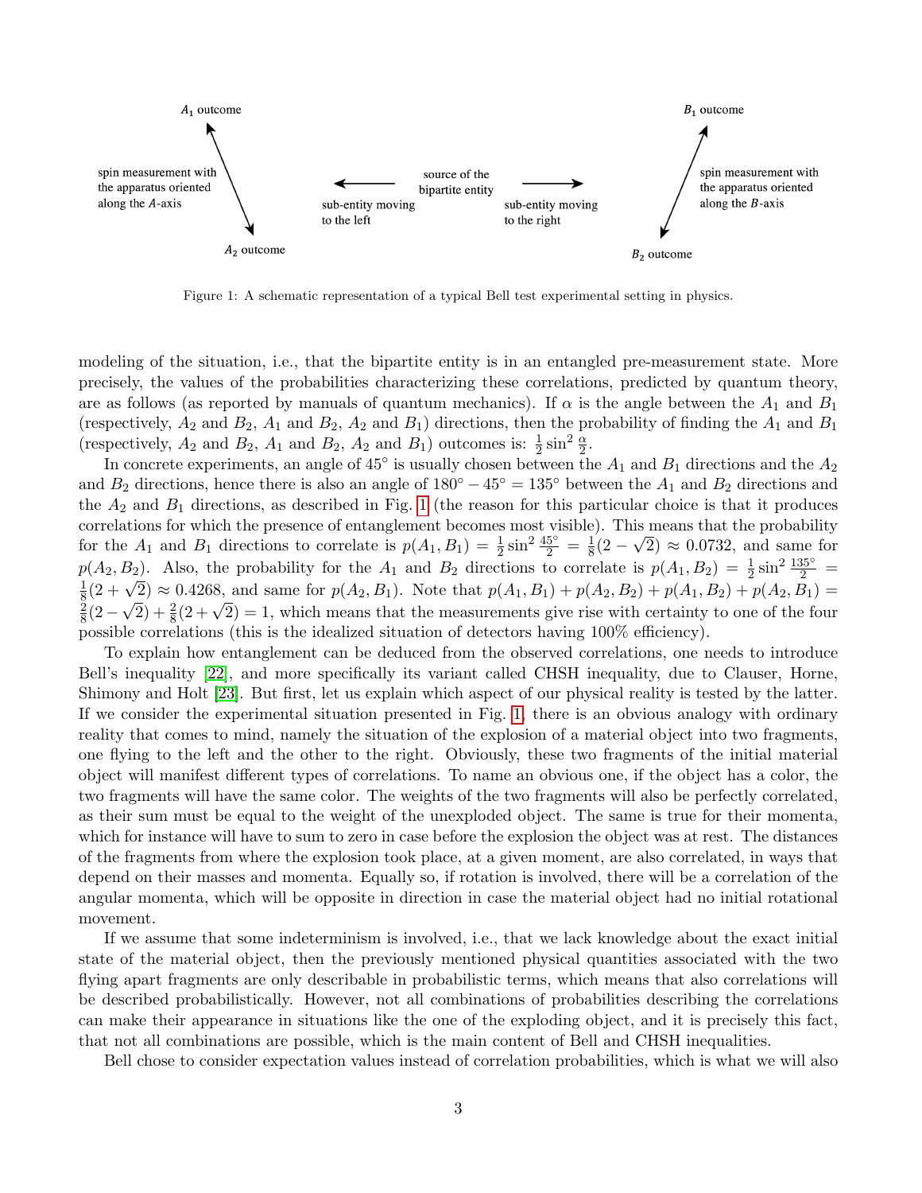Figure 1: A schematic representation of a typical Bell test experimental setting in physics.

modeling of the situation, i.e., that the bipartite entity is in an entangled pre-measurement state. More precisely, the values of the probabilities characterizing these correlations, predicted by quantum theory, are as follows (as reported by manuals of quantum mechanics). If $\alpha$ is the angle between the $A_1$ and $B_1$ (respectively, $A_2$ and $B_2$, $A_1$ and $B_2$, $A_2$ and $B_1$) directions, then the probability of finding the $A_1$ and $B_1$ (respectively, $A_2$ and $B_2$, $A_1$ and $B_2$, $A_2$ and $B_1$) outcomes is: $\frac{1}{2}\sin^2\frac{\alpha}{2}$.

In concrete experiments, an angle of $45^\circ$ is usually chosen between the $A_1$ and $B_1$ directions and the $A_2$ and $B_2$ directions, hence there is also an angle of $180^\circ - 45^\circ = 135^\circ$ between the $A_1$ and $B_2$ directions and the $A_2$ and $B_1$ directions, as described in Fig. 1 (the reason for this particular choice is that it produces correlations for which the presence of entanglement becomes most visible). This means that the probability for the $A_1$ and $B_1$ directions to correlate is $p(A_1, B_1) = \frac{1}{2}\sin^2\frac{45^\circ}{2} = \frac{1}{8}(2-\sqrt{2}) \approx 0.0732$, and same for $p(A_2, B_2)$. Also, the probability for the $A_1$ and $B_2$ directions to correlate is $p(A_1, B_2) = \frac{1}{2}\sin^2\frac{135^\circ}{2} = \frac{1}{8}(2+\sqrt{2}) \approx 0.4268$, and same for $p(A_2, B_1)$. Note that $p(A_1, B_1) + p(A_2, B_2) + p(A_1, B_2) + p(A_2, B_1) = \frac{2}{8}(2-\sqrt{2}) + \frac{2}{8}(2+\sqrt{2}) = 1$, which means that the measurements give rise with certainty to one of the four possible correlations (this is the idealized situation of detectors having 100% efficiency).

To explain how entanglement can be deduced from the observed correlations, one needs to introduce Bell's inequality [22], and more specifically its variant called CHSH inequality, due to Clauser, Horne, Shimony and Holt [23]. But first, let us explain which aspect of our physical reality is tested by the latter. If we consider the experimental situation presented in Fig. 1, there is an obvious analogy with ordinary reality that comes to mind, namely the situation of the explosion of a material object into two fragments, one flying to the left and the other to the right. Obviously, these two fragments of the initial material object will manifest different types of correlations. To name an obvious one, if the object has a color, the two fragments will have the same color. The weights of the two fragments will also be perfectly correlated, as their sum must be equal to the weight of the unexploded object. The same is true for their momenta, which for instance will have to sum to zero in case before the explosion the object was at rest. The distances of the fragments from where the explosion took place, at a given moment, are also correlated, in ways that depend on their masses and momenta. Equally so, if rotation is involved, there will be a correlation of the angular momenta, which will be opposite in direction in case the material object had no initial rotational movement.

If we assume that some indeterminism is involved, i.e., that we lack knowledge about the exact initial state of the material object, then the previously mentioned physical quantities associated with the two flying apart fragments are only describable in probabilistic terms, which means that also correlations will be described probabilistically. However, not all combinations of probabilities describing the correlations can make their appearance in situations like the one of the exploding object, and it is precisely this fact, that not all combinations are possible, which is the main content of Bell and CHSH inequalities.

Bell chose to consider expectation values instead of correlation probabilities, which is what we will also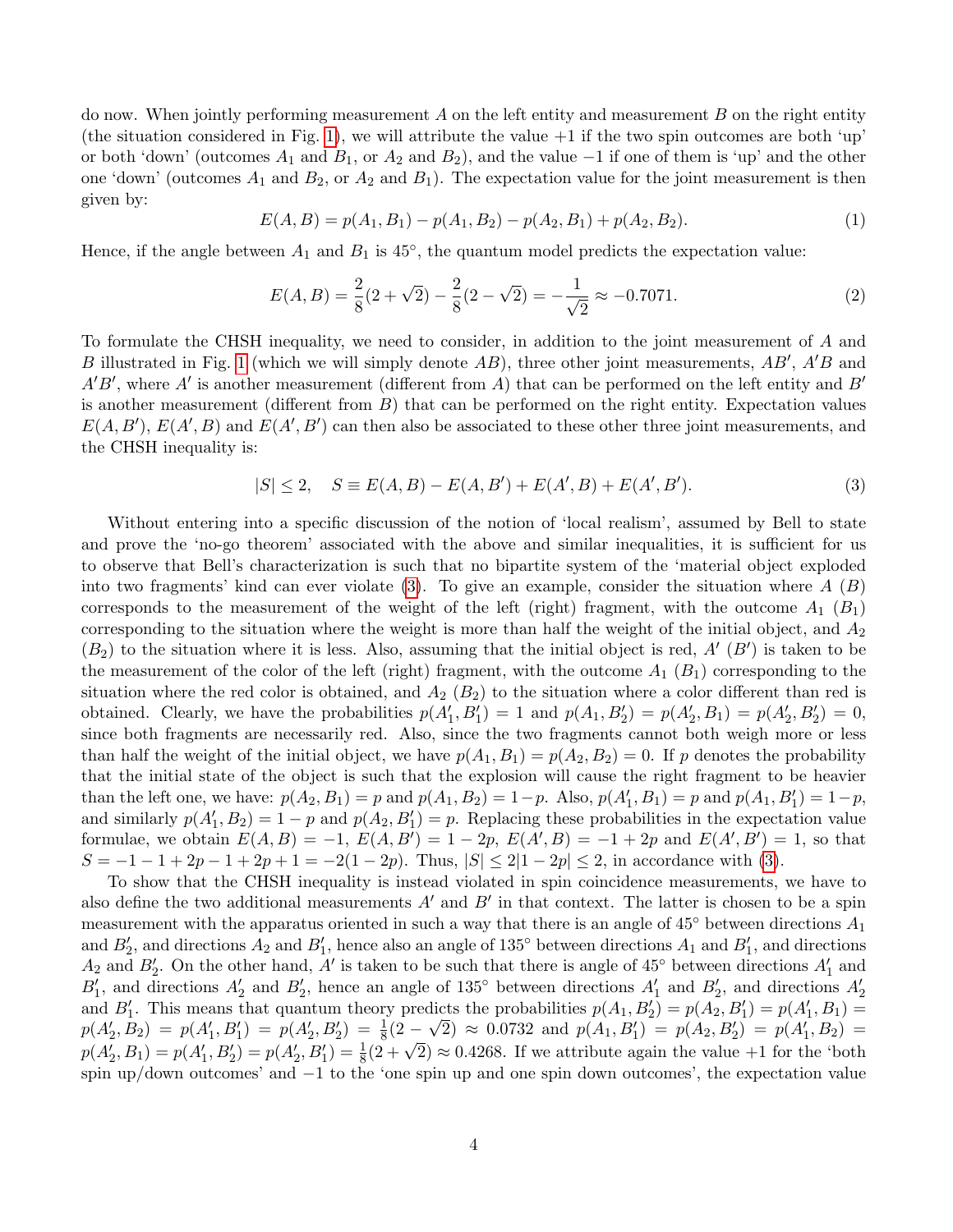do now. When jointly performing measurement $A$ on the left entity and measurement $B$ on the right entity (the situation considered in Fig. 1), we will attribute the value $+1$ if the two spin outcomes are both 'up' or both 'down' (outcomes $A_1$ and $B_1$, or $A_2$ and $B_2$), and the value $-1$ if one of them is 'up' and the other one 'down' (outcomes $A_1$ and $B_2$, or $A_2$ and $B_1$). The expectation value for the joint measurement is then given by:

$$E(A,B) = p(A_1,B_1) - p(A_1,B_2) - p(A_2,B_1) + p(A_2,B_2). \tag{1}$$

Hence, if the angle between $A_1$ and $B_1$ is $45^\circ$, the quantum model predicts the expectation value:

$$E(A,B) = \frac{2}{8}(2+\sqrt{2}) - \frac{2}{8}(2-\sqrt{2}) = -\frac{1}{\sqrt{2}} \approx -0.7071. \tag{2}$$

To formulate the CHSH inequality, we need to consider, in addition to the joint measurement of $A$ and $B$ illustrated in Fig. 1 (which we will simply denote $AB$), three other joint measurements, $AB'$, $A'B$ and $A'B'$, where $A'$ is another measurement (different from $A$) that can be performed on the left entity and $B'$ is another measurement (different from $B$) that can be performed on the right entity. Expectation values $E(A,B')$, $E(A',B)$ and $E(A',B')$ can then also be associated to these other three joint measurements, and the CHSH inequality is:

$$|S| \leq 2, \quad S \equiv E(A,B) - E(A,B') + E(A',B) + E(A',B'). \tag{3}$$

Without entering into a specific discussion of the notion of 'local realism', assumed by Bell to state and prove the 'no-go theorem' associated with the above and similar inequalities, it is sufficient for us to observe that Bell's characterization is such that no bipartite system of the 'material object exploded into two fragments' kind can ever violate (3). To give an example, consider the situation where $A$ ($B$) corresponds to the measurement of the weight of the left (right) fragment, with the outcome $A_1$ ($B_1$) corresponding to the situation where the weight is more than half the weight of the initial object, and $A_2$ ($B_2$) to the situation where it is less. Also, assuming that the initial object is red, $A'$ ($B'$) is taken to be the measurement of the color of the left (right) fragment, with the outcome $A_1$ ($B_1$) corresponding to the situation where the red color is obtained, and $A_2$ ($B_2$) to the situation where a color different than red is obtained. Clearly, we have the probabilities $p(A'_1,B'_1) = 1$ and $p(A_1,B'_2) = p(A'_2,B_1) = p(A'_2,B'_2) = 0$, since both fragments are necessarily red. Also, since the two fragments cannot both weigh more or less than half the weight of the initial object, we have $p(A_1,B_1) = p(A_2,B_2) = 0$. If $p$ denotes the probability that the initial state of the object is such that the explosion will cause the right fragment to be heavier than the left one, we have: $p(A_2,B_1) = p$ and $p(A_1,B_2) = 1-p$. Also, $p(A'_1,B_1) = p$ and $p(A_1,B'_1) = 1-p$, and similarly $p(A'_1,B_2) = 1-p$ and $p(A_2,B'_1) = p$. Replacing these probabilities in the expectation value formulae, we obtain $E(A,B) = -1$, $E(A,B') = 1-2p$, $E(A',B) = -1+2p$ and $E(A',B') = 1$, so that $S = -1-1+2p-1+2p+1 = -2(1-2p)$. Thus, $|S| \leq 2|1-2p| \leq 2$, in accordance with (3).

To show that the CHSH inequality is instead violated in spin coincidence measurements, we have to also define the two additional measurements $A'$ and $B'$ in that context. The latter is chosen to be a spin measurement with the apparatus oriented in such a way that there is an angle of $45^\circ$ between directions $A_1$ and $B'_2$, and directions $A_2$ and $B'_1$, hence also an angle of $135^\circ$ between directions $A_1$ and $B'_1$, and directions $A_2$ and $B'_2$. On the other hand, $A'$ is taken to be such that there is angle of $45^\circ$ between directions $A'_1$ and $B'_1$, and directions $A'_2$ and $B'_2$, hence an angle of $135^\circ$ between directions $A'_1$ and $B'_2$, and directions $A'_2$ and $B'_1$. This means that quantum theory predicts the probabilities $p(A_1,B'_2) = p(A_2,B'_1) = p(A'_1,B_1) = p(A'_2,B_2) = p(A'_1,B'_1) = p(A'_2,B'_2) = \frac{1}{8}(2-\sqrt{2}) \approx 0.0732$ and $p(A_1,B'_1) = p(A_2,B'_2) = p(A'_1,B_2) = p(A'_2,B_1) = p(A'_1,B'_2) = p(A'_2,B'_1) = \frac{1}{8}(2+\sqrt{2}) \approx 0.4268$. If we attribute again the value $+1$ for the 'both spin up/down outcomes' and $-1$ to the 'one spin up and one spin down outcomes', the expectation value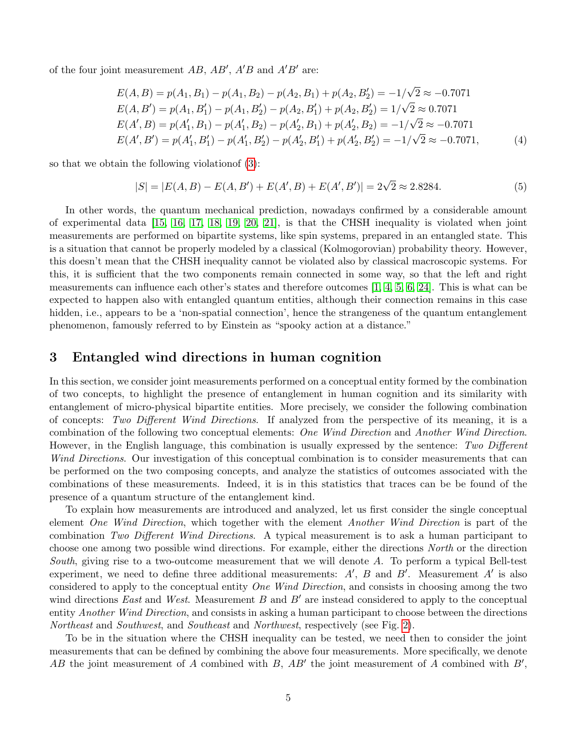of the four joint measurement $AB$, $AB'$, $A'B$ and $A'B'$ are:

$$
\begin{aligned}
E(A,B) &= p(A_1,B_1) - p(A_1,B_2) - p(A_2,B_1) + p(A_2,B_2') = -1/\sqrt{2} \approx -0.7071 \\
E(A,B') &= p(A_1,B_1') - p(A_1,B_2') - p(A_2,B_1') + p(A_2,B_2') = 1/\sqrt{2} \approx 0.7071 \\
E(A',B) &= p(A_1',B_1) - p(A_1',B_2) - p(A_2',B_1) + p(A_2',B_2) = -1/\sqrt{2} \approx -0.7071 \\
E(A',B') &= p(A_1',B_1') - p(A_1',B_2') - p(A_2',B_1') + p(A_2',B_2') = -1/\sqrt{2} \approx -0.7071,
\end{aligned} \tag{4}
$$

so that we obtain the following violationof (3):

$$
|S| = |E(A,B) - E(A,B') + E(A',B) + E(A',B')| = 2\sqrt{2} \approx 2.8284. \tag{5}
$$

In other words, the quantum mechanical prediction, nowadays confirmed by a considerable amount of experimental data [15, 16, 17, 18, 19, 20, 21], is that the CHSH inequality is violated when joint measurements are performed on bipartite systems, like spin systems, prepared in an entangled state. This is a situation that cannot be properly modeled by a classical (Kolmogorovian) probability theory. However, this doesn't mean that the CHSH inequality cannot be violated also by classical macroscopic systems. For this, it is sufficient that the two components remain connected in some way, so that the left and right measurements can influence each other's states and therefore outcomes [1, 4, 5, 6, 24]. This is what can be expected to happen also with entangled quantum entities, although their connection remains in this case hidden, i.e., appears to be a 'non-spatial connection', hence the strangeness of the quantum entanglement phenomenon, famously referred to by Einstein as "spooky action at a distance."

## 3 Entangled wind directions in human cognition

In this section, we consider joint measurements performed on a conceptual entity formed by the combination of two concepts, to highlight the presence of entanglement in human cognition and its similarity with entanglement of micro-physical bipartite entities. More precisely, we consider the following combination of concepts: *Two Different Wind Directions*. If analyzed from the perspective of its meaning, it is a combination of the following two conceptual elements: *One Wind Direction* and *Another Wind Direction*. However, in the English language, this combination is usually expressed by the sentence: *Two Different Wind Directions*. Our investigation of this conceptual combination is to consider measurements that can be performed on the two composing concepts, and analyze the statistics of outcomes associated with the combinations of these measurements. Indeed, it is in this statistics that traces can be be found of the presence of a quantum structure of the entanglement kind.

To explain how measurements are introduced and analyzed, let us first consider the single conceptual element *One Wind Direction*, which together with the element *Another Wind Direction* is part of the combination *Two Different Wind Directions*. A typical measurement is to ask a human participant to choose one among two possible wind directions. For example, either the directions *North* or the direction *South*, giving rise to a two-outcome measurement that we will denote $A$. To perform a typical Bell-test experiment, we need to define three additional measurements: $A'$, $B$ and $B'$. Measurement $A'$ is also considered to apply to the conceptual entity *One Wind Direction*, and consists in choosing among the two wind directions *East* and *West*. Measurement $B$ and $B'$ are instead considered to apply to the conceptual entity *Another Wind Direction*, and consists in asking a human participant to choose between the directions *Northeast* and *Southwest*, and *Southeast* and *Northwest*, respectively (see Fig. 2).

To be in the situation where the CHSH inequality can be tested, we need then to consider the joint measurements that can be defined by combining the above four measurements. More specifically, we denote $AB$ the joint measurement of $A$ combined with $B$, $AB'$ the joint measurement of $A$ combined with $B'$,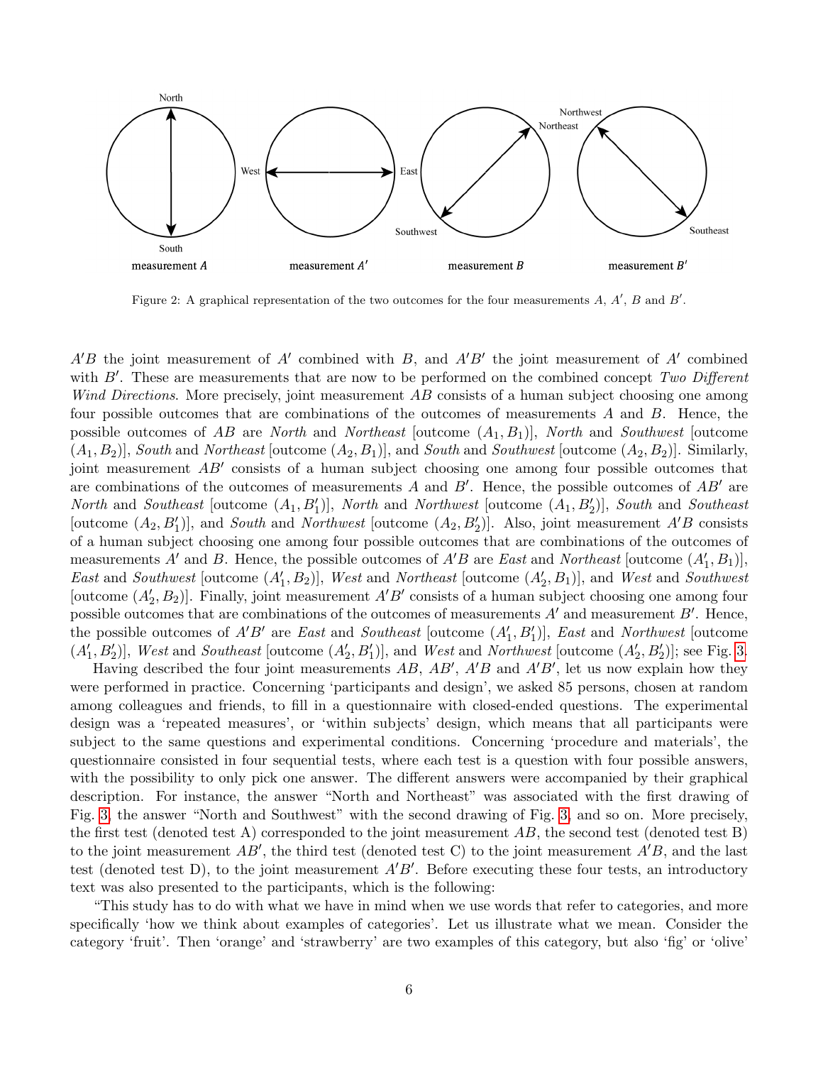Figure 2: A graphical representation of the two outcomes for the four measurements $A$, $A'$, $B$ and $B'$.

$A'B$ the joint measurement of $A'$ combined with $B$, and $A'B'$ the joint measurement of $A'$ combined with $B'$. These are measurements that are now to be performed on the combined concept *Two Different Wind Directions*. More precisely, joint measurement $AB$ consists of a human subject choosing one among four possible outcomes that are combinations of the outcomes of measurements $A$ and $B$. Hence, the possible outcomes of $AB$ are *North* and *Northeast* [outcome $(A_1, B_1)$], *North* and *Southwest* [outcome $(A_1, B_2)$], *South* and *Northeast* [outcome $(A_2, B_1)$], and *South* and *Southwest* [outcome $(A_2, B_2)$]. Similarly, joint measurement $AB'$ consists of a human subject choosing one among four possible outcomes that are combinations of the outcomes of measurements $A$ and $B'$. Hence, the possible outcomes of $AB'$ are *North* and *Southeast* [outcome $(A_1, B'_1)$], *North* and *Northwest* [outcome $(A_1, B'_2)$], *South* and *Southeast* [outcome $(A_2, B'_1)$], and *South* and *Northwest* [outcome $(A_2, B'_2)$]. Also, joint measurement $A'B$ consists of a human subject choosing one among four possible outcomes that are combinations of the outcomes of measurements $A'$ and $B$. Hence, the possible outcomes of $A'B$ are *East* and *Northeast* [outcome $(A'_1, B_1)$], *East* and *Southwest* [outcome $(A'_1, B_2)$], *West* and *Northeast* [outcome $(A'_2, B_1)$], and *West* and *Southwest* [outcome $(A'_2, B_2)$]. Finally, joint measurement $A'B'$ consists of a human subject choosing one among four possible outcomes that are combinations of the outcomes of measurements $A'$ and measurement $B'$. Hence, the possible outcomes of $A'B'$ are *East* and *Southeast* [outcome $(A'_1, B'_1)$], *East* and *Northwest* [outcome $(A'_1, B'_2)$], *West* and *Southeast* [outcome $(A'_2, B'_1)$], and *West* and *Northwest* [outcome $(A'_2, B'_2)$]; see Fig. 3.

Having described the four joint measurements $AB$, $AB'$, $A'B$ and $A'B'$, let us now explain how they were performed in practice. Concerning 'participants and design', we asked 85 persons, chosen at random among colleagues and friends, to fill in a questionnaire with closed-ended questions. The experimental design was a 'repeated measures', or 'within subjects' design, which means that all participants were subject to the same questions and experimental conditions. Concerning 'procedure and materials', the questionnaire consisted in four sequential tests, where each test is a question with four possible answers, with the possibility to only pick one answer. The different answers were accompanied by their graphical description. For instance, the answer "North and Northeast" was associated with the first drawing of Fig. 3, the answer "North and Southwest" with the second drawing of Fig. 3, and so on. More precisely, the first test (denoted test A) corresponded to the joint measurement $AB$, the second test (denoted test B) to the joint measurement $AB'$, the third test (denoted test C) to the joint measurement $A'B$, and the last test (denoted test D), to the joint measurement $A'B'$. Before executing these four tests, an introductory text was also presented to the participants, which is the following:

"This study has to do with what we have in mind when we use words that refer to categories, and more specifically 'how we think about examples of categories'. Let us illustrate what we mean. Consider the category 'fruit'. Then 'orange' and 'strawberry' are two examples of this category, but also 'fig' or 'olive'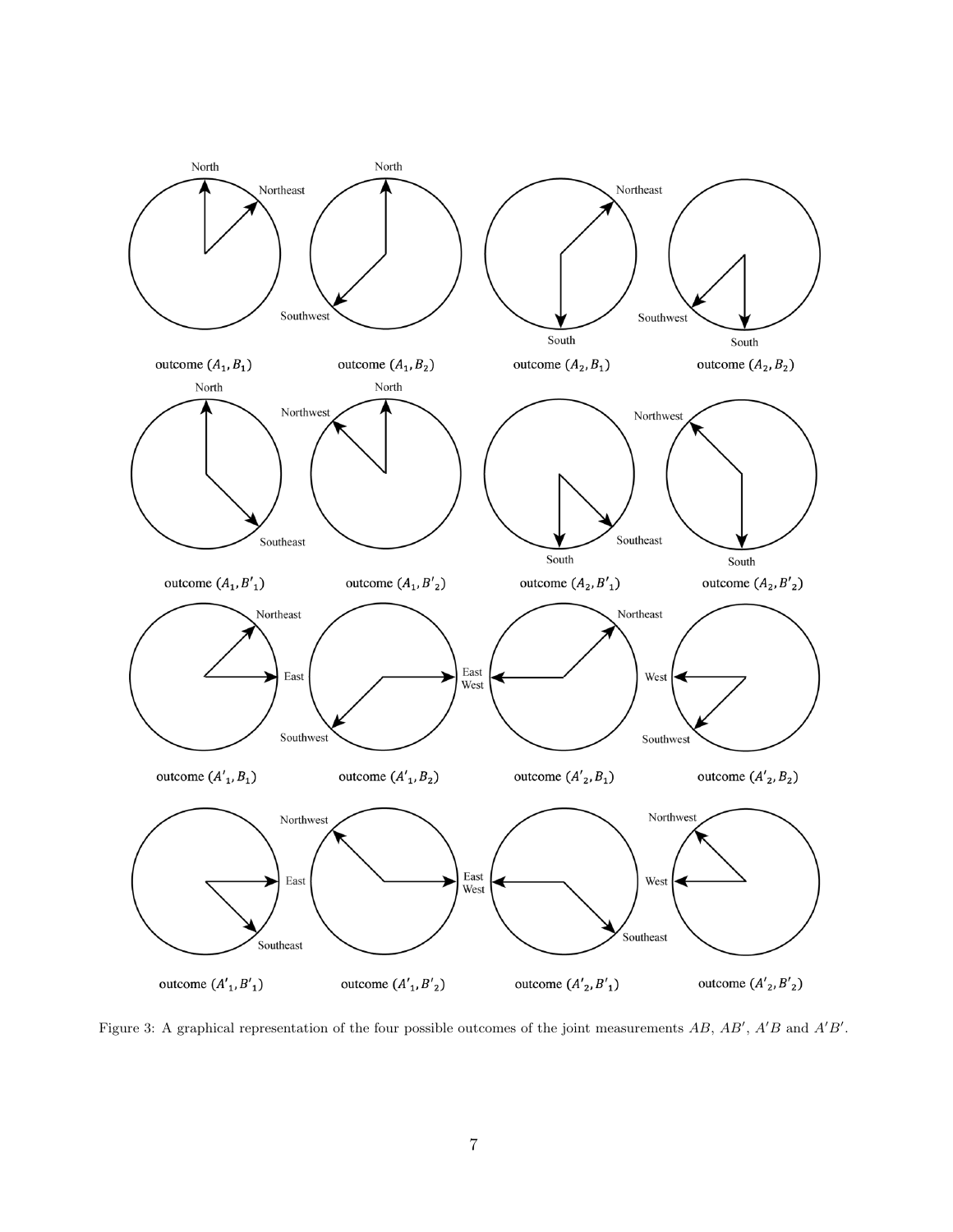Figure 3: A graphical representation of the four possible outcomes of the joint measurements $AB$, $AB'$, $A'B$ and $A'B'$.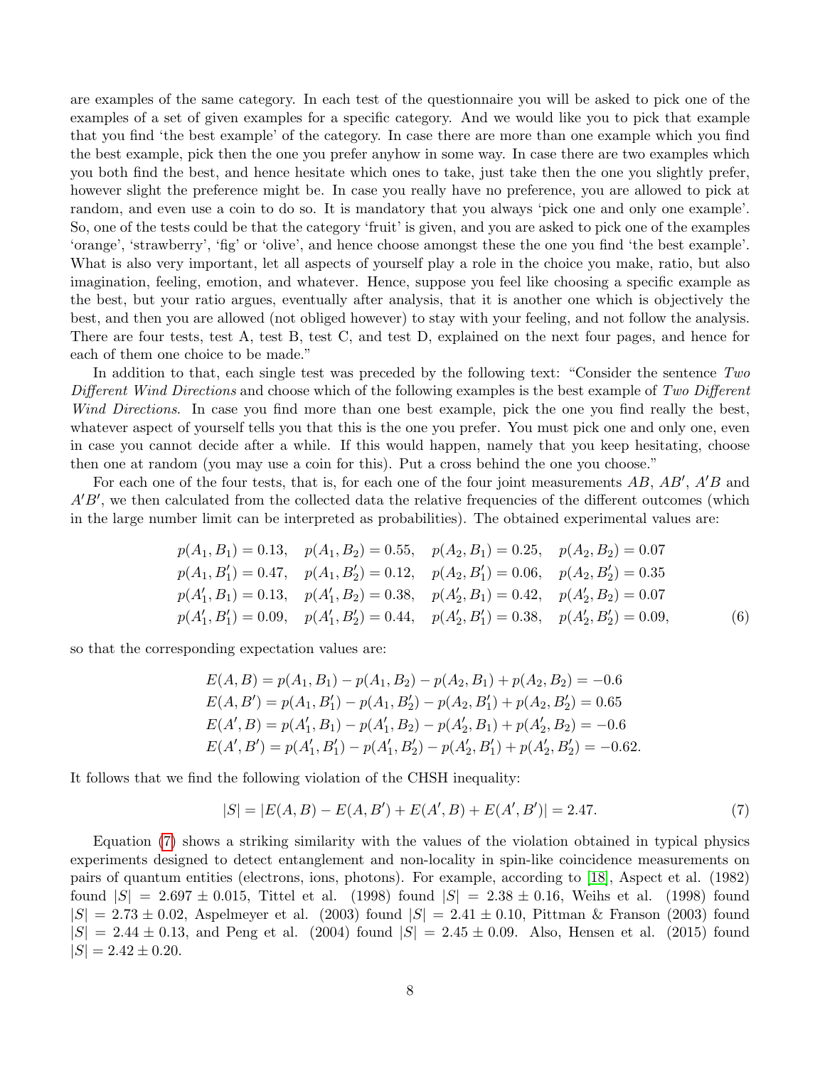are examples of the same category. In each test of the questionnaire you will be asked to pick one of the examples of a set of given examples for a specific category. And we would like you to pick that example that you find 'the best example' of the category. In case there are more than one example which you find the best example, pick then the one you prefer anyhow in some way. In case there are two examples which you both find the best, and hence hesitate which ones to take, just take then the one you slightly prefer, however slight the preference might be. In case you really have no preference, you are allowed to pick at random, and even use a coin to do so. It is mandatory that you always 'pick one and only one example'. So, one of the tests could be that the category 'fruit' is given, and you are asked to pick one of the examples 'orange', 'strawberry', 'fig' or 'olive', and hence choose amongst these the one you find 'the best example'. What is also very important, let all aspects of yourself play a role in the choice you make, ratio, but also imagination, feeling, emotion, and whatever. Hence, suppose you feel like choosing a specific example as the best, but your ratio argues, eventually after analysis, that it is another one which is objectively the best, and then you are allowed (not obliged however) to stay with your feeling, and not follow the analysis. There are four tests, test A, test B, test C, and test D, explained on the next four pages, and hence for each of them one choice to be made."

In addition to that, each single test was preceded by the following text: "Consider the sentence *Two Different Wind Directions* and choose which of the following examples is the best example of *Two Different Wind Directions*. In case you find more than one best example, pick the one you find really the best, whatever aspect of yourself tells you that this is the one you prefer. You must pick one and only one, even in case you cannot decide after a while. If this would happen, namely that you keep hesitating, choose then one at random (you may use a coin for this). Put a cross behind the one you choose."

For each one of the four tests, that is, for each one of the four joint measurements $AB$, $AB'$, $A'B$ and $A'B'$, we then calculated from the collected data the relative frequencies of the different outcomes (which in the large number limit can be interpreted as probabilities). The obtained experimental values are:

$$
\begin{aligned}
&p(A_1, B_1) = 0.13, \quad p(A_1, B_2) = 0.55, \quad p(A_2, B_1) = 0.25, \quad p(A_2, B_2) = 0.07 \\
&p(A_1, B'_1) = 0.47, \quad p(A_1, B'_2) = 0.12, \quad p(A_2, B'_1) = 0.06, \quad p(A_2, B'_2) = 0.35 \\
&p(A'_1, B_1) = 0.13, \quad p(A'_1, B_2) = 0.38, \quad p(A'_2, B_1) = 0.42, \quad p(A'_2, B_2) = 0.07 \\
&p(A'_1, B'_1) = 0.09, \quad p(A'_1, B'_2) = 0.44, \quad p(A'_2, B'_1) = 0.38, \quad p(A'_2, B'_2) = 0.09, \qquad (6)
\end{aligned}
$$

so that the corresponding expectation values are:

$$
\begin{aligned}
E(A, B) &= p(A_1, B_1) - p(A_1, B_2) - p(A_2, B_1) + p(A_2, B_2) = -0.6 \\
E(A, B') &= p(A_1, B'_1) - p(A_1, B'_2) - p(A_2, B'_1) + p(A_2, B'_2) = 0.65 \\
E(A', B) &= p(A'_1, B_1) - p(A'_1, B_2) - p(A'_2, B_1) + p(A'_2, B_2) = -0.6 \\
E(A', B') &= p(A'_1, B'_1) - p(A'_1, B'_2) - p(A'_2, B'_1) + p(A'_2, B'_2) = -0.62.
\end{aligned}
$$

It follows that we find the following violation of the CHSH inequality:

$$
|S| = |E(A, B) - E(A, B') + E(A', B) + E(A', B')| = 2.47. \qquad (7)
$$

Equation (7) shows a striking similarity with the values of the violation obtained in typical physics experiments designed to detect entanglement and non-locality in spin-like coincidence measurements on pairs of quantum entities (electrons, ions, photons). For example, according to [18], Aspect et al. (1982) found $|S| = 2.697 \pm 0.015$, Tittel et al. (1998) found $|S| = 2.38 \pm 0.16$, Weihs et al. (1998) found $|S| = 2.73 \pm 0.02$, Aspelmeyer et al. (2003) found $|S| = 2.41 \pm 0.10$, Pittman & Franson (2003) found $|S| = 2.44 \pm 0.13$, and Peng et al. (2004) found $|S| = 2.45 \pm 0.09$. Also, Hensen et al. (2015) found $|S| = 2.42 \pm 0.20$.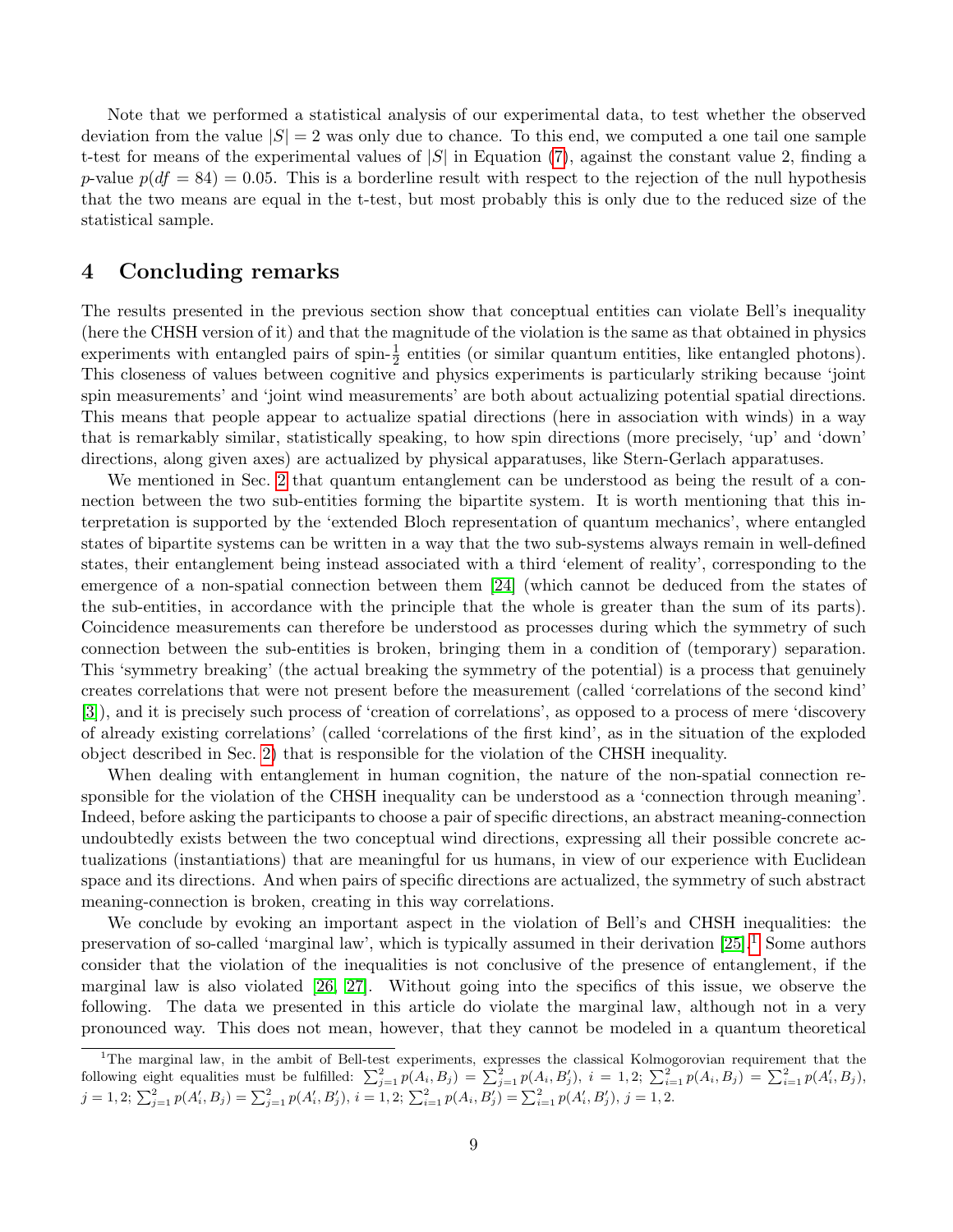Note that we performed a statistical analysis of our experimental data, to test whether the observed deviation from the value $|S| = 2$ was only due to chance. To this end, we computed a one tail one sample t-test for means of the experimental values of $|S|$ in Equation (7), against the constant value 2, finding a $p$-value $p(df = 84) = 0.05$. This is a borderline result with respect to the rejection of the null hypothesis that the two means are equal in the t-test, but most probably this is only due to the reduced size of the statistical sample.

## 4 Concluding remarks

The results presented in the previous section show that conceptual entities can violate Bell's inequality (here the CHSH version of it) and that the magnitude of the violation is the same as that obtained in physics experiments with entangled pairs of spin-$\frac{1}{2}$ entities (or similar quantum entities, like entangled photons). This closeness of values between cognitive and physics experiments is particularly striking because 'joint spin measurements' and 'joint wind measurements' are both about actualizing potential spatial directions. This means that people appear to actualize spatial directions (here in association with winds) in a way that is remarkably similar, statistically speaking, to how spin directions (more precisely, 'up' and 'down' directions, along given axes) are actualized by physical apparatuses, like Stern-Gerlach apparatuses.

We mentioned in Sec. 2 that quantum entanglement can be understood as being the result of a connection between the two sub-entities forming the bipartite system. It is worth mentioning that this interpretation is supported by the 'extended Bloch representation of quantum mechanics', where entangled states of bipartite systems can be written in a way that the two sub-systems always remain in well-defined states, their entanglement being instead associated with a third 'element of reality', corresponding to the emergence of a non-spatial connection between them [24] (which cannot be deduced from the states of the sub-entities, in accordance with the principle that the whole is greater than the sum of its parts). Coincidence measurements can therefore be understood as processes during which the symmetry of such connection between the sub-entities is broken, bringing them in a condition of (temporary) separation. This 'symmetry breaking' (the actual breaking the symmetry of the potential) is a process that genuinely creates correlations that were not present before the measurement (called 'correlations of the second kind' [3]), and it is precisely such process of 'creation of correlations', as opposed to a process of mere 'discovery of already existing correlations' (called 'correlations of the first kind', as in the situation of the exploded object described in Sec. 2) that is responsible for the violation of the CHSH inequality.

When dealing with entanglement in human cognition, the nature of the non-spatial connection responsible for the violation of the CHSH inequality can be understood as a 'connection through meaning'. Indeed, before asking the participants to choose a pair of specific directions, an abstract meaning-connection undoubtedly exists between the two conceptual wind directions, expressing all their possible concrete actualizations (instantiations) that are meaningful for us humans, in view of our experience with Euclidean space and its directions. And when pairs of specific directions are actualized, the symmetry of such abstract meaning-connection is broken, creating in this way correlations.

We conclude by evoking an important aspect in the violation of Bell's and CHSH inequalities: the preservation of so-called 'marginal law', which is typically assumed in their derivation [25].[1] Some authors consider that the violation of the inequalities is not conclusive of the presence of entanglement, if the marginal law is also violated [26, 27]. Without going into the specifics of this issue, we observe the following. The data we presented in this article do violate the marginal law, although not in a very pronounced way. This does not mean, however, that they cannot be modeled in a quantum theoretical

[1] The marginal law, in the ambit of Bell-test experiments, expresses the classical Kolmogorovian requirement that the following eight equalities must be fulfilled: $\sum_{j=1}^{2} p(A_i, B_j) = \sum_{j=1}^{2} p(A_i, B'_j)$, $i = 1, 2$; $\sum_{i=1}^{2} p(A_i, B_j) = \sum_{i=1}^{2} p(A'_i, B_j)$, $j = 1, 2$; $\sum_{j=1}^{2} p(A'_i, B_j) = \sum_{j=1}^{2} p(A'_i, B'_j)$, $i = 1, 2$; $\sum_{i=1}^{2} p(A_i, B'_j) = \sum_{i=1}^{2} p(A'_i, B'_j)$, $j = 1, 2$.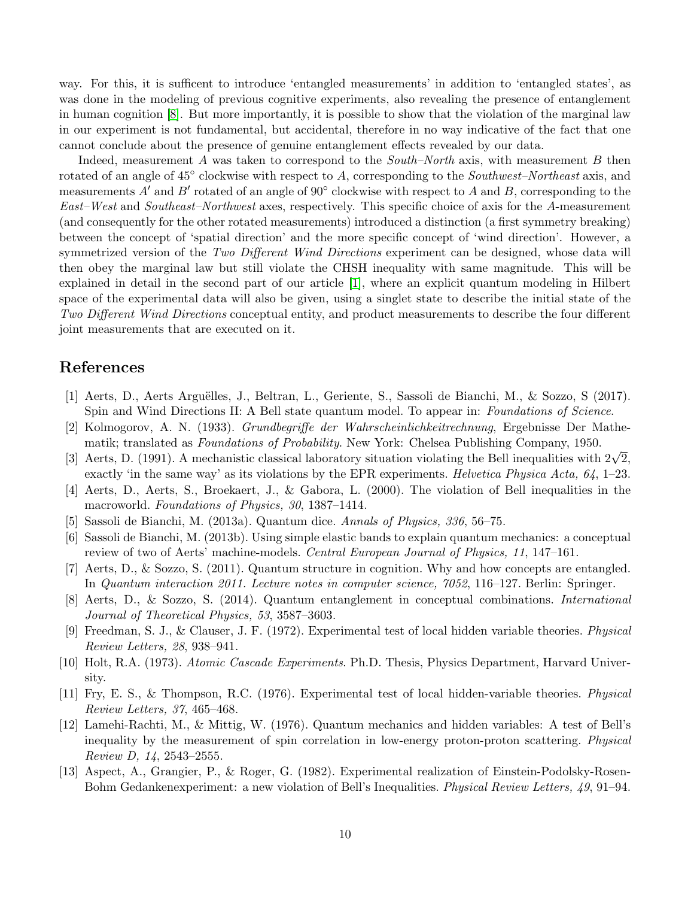way. For this, it is sufficent to introduce 'entangled measurements' in addition to 'entangled states', as was done in the modeling of previous cognitive experiments, also revealing the presence of entanglement in human cognition [8]. But more importantly, it is possible to show that the violation of the marginal law in our experiment is not fundamental, but accidental, therefore in no way indicative of the fact that one cannot conclude about the presence of genuine entanglement effects revealed by our data.

Indeed, measurement $A$ was taken to correspond to the *South–North* axis, with measurement $B$ then rotated of an angle of 45° clockwise with respect to $A$, corresponding to the *Southwest–Northeast* axis, and measurements $A'$ and $B'$ rotated of an angle of 90° clockwise with respect to $A$ and $B$, corresponding to the *East–West* and *Southeast–Northwest* axes, respectively. This specific choice of axis for the $A$-measurement (and consequently for the other rotated measurements) introduced a distinction (a first symmetry breaking) between the concept of 'spatial direction' and the more specific concept of 'wind direction'. However, a symmetrized version of the *Two Different Wind Directions* experiment can be designed, whose data will then obey the marginal law but still violate the CHSH inequality with same magnitude. This will be explained in detail in the second part of our article [1], where an explicit quantum modeling in Hilbert space of the experimental data will also be given, using a singlet state to describe the initial state of the *Two Different Wind Directions* conceptual entity, and product measurements to describe the four different joint measurements that are executed on it.

## References

[1] Aerts, D., Aerts Arguëlles, J., Beltran, L., Geriente, S., Sassoli de Bianchi, M., & Sozzo, S (2017). Spin and Wind Directions II: A Bell state quantum model. To appear in: *Foundations of Science*.

[2] Kolmogorov, A. N. (1933). *Grundbegriffe der Wahrscheinlichkeitrechnung*, Ergebnisse Der Mathematik; translated as *Foundations of Probability*. New York: Chelsea Publishing Company, 1950.

[3] Aerts, D. (1991). A mechanistic classical laboratory situation violating the Bell inequalities with $2\sqrt{2}$, exactly 'in the same way' as its violations by the EPR experiments. *Helvetica Physica Acta, 64*, 1–23.

[4] Aerts, D., Aerts, S., Broekaert, J., & Gabora, L. (2000). The violation of Bell inequalities in the macroworld. *Foundations of Physics, 30*, 1387–1414.

[5] Sassoli de Bianchi, M. (2013a). Quantum dice. *Annals of Physics, 336*, 56–75.

[6] Sassoli de Bianchi, M. (2013b). Using simple elastic bands to explain quantum mechanics: a conceptual review of two of Aerts' machine-models. *Central European Journal of Physics, 11*, 147–161.

[7] Aerts, D., & Sozzo, S. (2011). Quantum structure in cognition. Why and how concepts are entangled. In *Quantum interaction 2011. Lecture notes in computer science, 7052*, 116–127. Berlin: Springer.

[8] Aerts, D., & Sozzo, S. (2014). Quantum entanglement in conceptual combinations. *International Journal of Theoretical Physics, 53*, 3587–3603.

[9] Freedman, S. J., & Clauser, J. F. (1972). Experimental test of local hidden variable theories. *Physical Review Letters, 28*, 938–941.

[10] Holt, R.A. (1973). *Atomic Cascade Experiments*. Ph.D. Thesis, Physics Department, Harvard University.

[11] Fry, E. S., & Thompson, R.C. (1976). Experimental test of local hidden-variable theories. *Physical Review Letters, 37*, 465–468.

[12] Lamehi-Rachti, M., & Mittig, W. (1976). Quantum mechanics and hidden variables: A test of Bell's inequality by the measurement of spin correlation in low-energy proton-proton scattering. *Physical Review D, 14*, 2543–2555.

[13] Aspect, A., Grangier, P., & Roger, G. (1982). Experimental realization of Einstein-Podolsky-Rosen-Bohm Gedankenexperiment: a new violation of Bell's Inequalities. *Physical Review Letters, 49*, 91–94.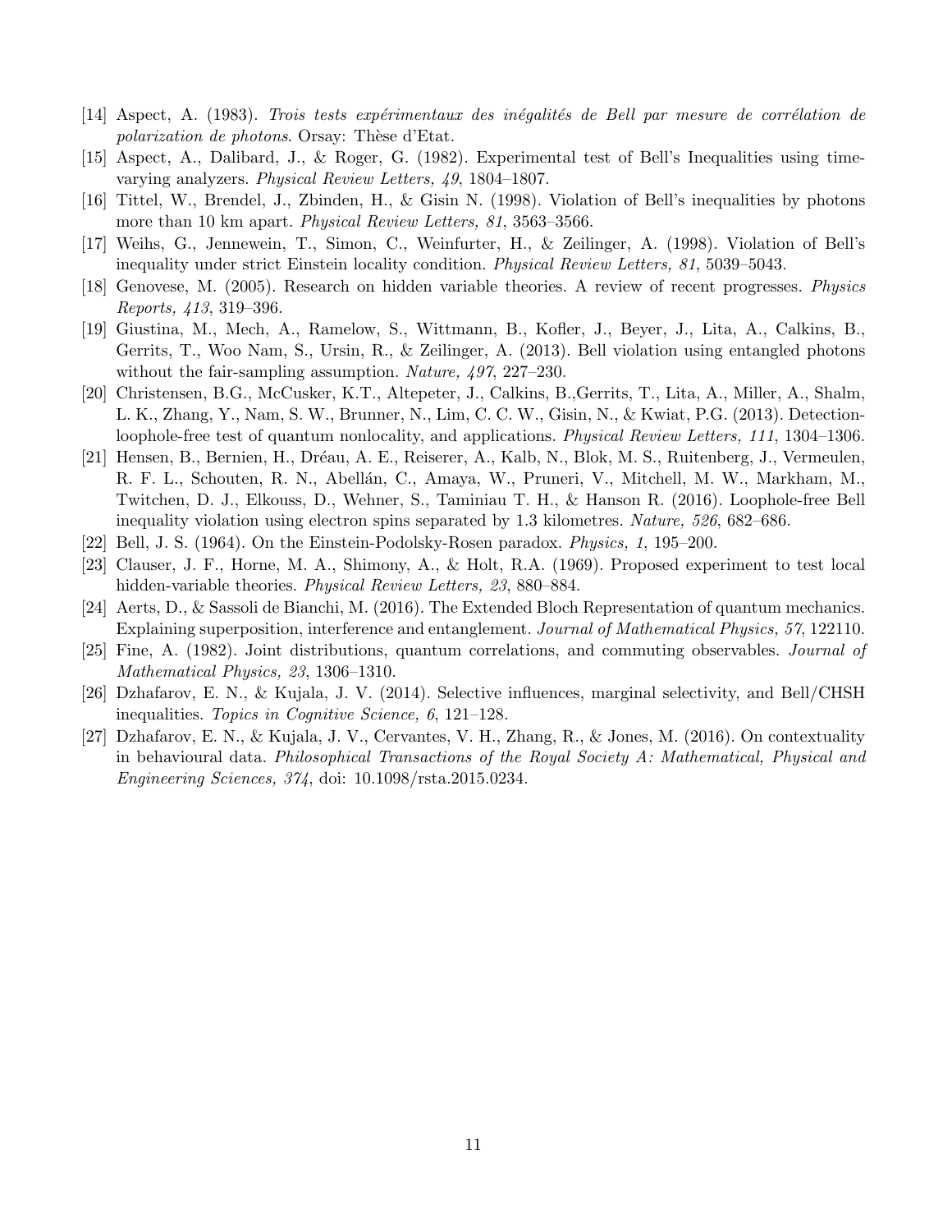[14] Aspect, A. (1983). *Trois tests expérimentaux des inégalités de Bell par mesure de corrélation de polarization de photons*. Orsay: Thèse d'Etat.

[15] Aspect, A., Dalibard, J., & Roger, G. (1982). Experimental test of Bell's Inequalities using time-varying analyzers. *Physical Review Letters, 49*, 1804–1807.

[16] Tittel, W., Brendel, J., Zbinden, H., & Gisin N. (1998). Violation of Bell's inequalities by photons more than 10 km apart. *Physical Review Letters, 81*, 3563–3566.

[17] Weihs, G., Jennewein, T., Simon, C., Weinfurter, H., & Zeilinger, A. (1998). Violation of Bell's inequality under strict Einstein locality condition. *Physical Review Letters, 81*, 5039–5043.

[18] Genovese, M. (2005). Research on hidden variable theories. A review of recent progresses. *Physics Reports, 413*, 319–396.

[19] Giustina, M., Mech, A., Ramelow, S., Wittmann, B., Kofler, J., Beyer, J., Lita, A., Calkins, B., Gerrits, T., Woo Nam, S., Ursin, R., & Zeilinger, A. (2013). Bell violation using entangled photons without the fair-sampling assumption. *Nature, 497*, 227–230.

[20] Christensen, B.G., McCusker, K.T., Altepeter, J., Calkins, B.,Gerrits, T., Lita, A., Miller, A., Shalm, L. K., Zhang, Y., Nam, S. W., Brunner, N., Lim, C. C. W., Gisin, N., & Kwiat, P.G. (2013). Detection-loophole-free test of quantum nonlocality, and applications. *Physical Review Letters, 111*, 1304–1306.

[21] Hensen, B., Bernien, H., Dréau, A. E., Reiserer, A., Kalb, N., Blok, M. S., Ruitenberg, J., Vermeulen, R. F. L., Schouten, R. N., Abellán, C., Amaya, W., Pruneri, V., Mitchell, M. W., Markham, M., Twitchen, D. J., Elkouss, D., Wehner, S., Taminiau T. H., & Hanson R. (2016). Loophole-free Bell inequality violation using electron spins separated by 1.3 kilometres. *Nature, 526*, 682–686.

[22] Bell, J. S. (1964). On the Einstein-Podolsky-Rosen paradox. *Physics, 1*, 195–200.

[23] Clauser, J. F., Horne, M. A., Shimony, A., & Holt, R.A. (1969). Proposed experiment to test local hidden-variable theories. *Physical Review Letters, 23*, 880–884.

[24] Aerts, D., & Sassoli de Bianchi, M. (2016). The Extended Bloch Representation of quantum mechanics. Explaining superposition, interference and entanglement. *Journal of Mathematical Physics, 57*, 122110.

[25] Fine, A. (1982). Joint distributions, quantum correlations, and commuting observables. *Journal of Mathematical Physics, 23*, 1306–1310.

[26] Dzhafarov, E. N., & Kujala, J. V. (2014). Selective influences, marginal selectivity, and Bell/CHSH inequalities. *Topics in Cognitive Science, 6*, 121–128.

[27] Dzhafarov, E. N., & Kujala, J. V., Cervantes, V. H., Zhang, R., & Jones, M. (2016). On contextuality in behavioural data. *Philosophical Transactions of the Royal Society A: Mathematical, Physical and Engineering Sciences, 374*, doi: 10.1098/rsta.2015.0234.